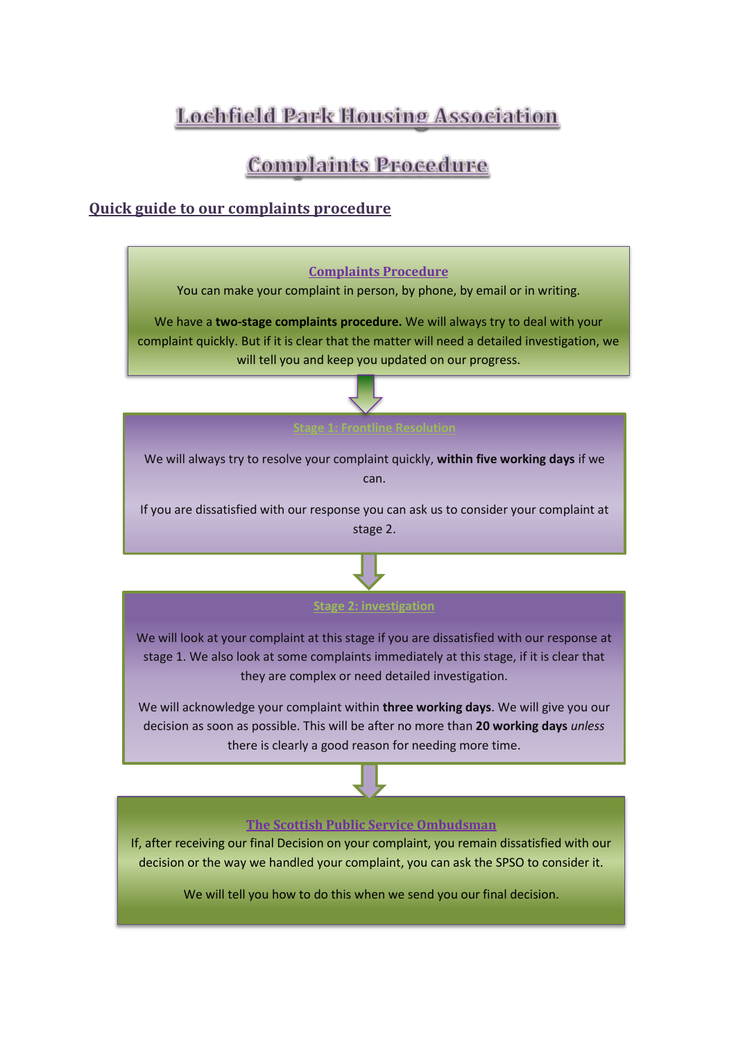# Lochfield Park Housing Association

# Complaints Procedure

## Quick guide to our complaints procedure

### Complaints Procedure

You can make your complaint in person, by phone, by email or in writing.

We have a **two-stage complaints procedure.** We will always try to deal with your complaint quickly. But if it is clear that the matter will need a detailed investigation, we will tell you and keep you updated on our progress.

### Stage 1: Frontline Resolution

We will always try to resolve your complaint quickly, **within five working days** if we can.

If you are dissatisfied with our response you can ask us to consider your complaint at stage 2.

### Stage 2: investigation

We will look at your complaint at this stage if you are dissatisfied with our response at stage 1. We also look at some complaints immediately at this stage, if it is clear that they are complex or need detailed investigation.

We will acknowledge your complaint within **three working days**. We will give you our decision as soon as possible. This will be after no more than **20 working days** *unless* there is clearly a good reason for needing more time.

### The Scottish Public Service Ombudsman

If, after receiving our final Decision on your complaint, you remain dissatisfied with our decision or the way we handled your complaint, you can ask the SPSO to consider it.

We will tell you how to do this when we send you our final decision.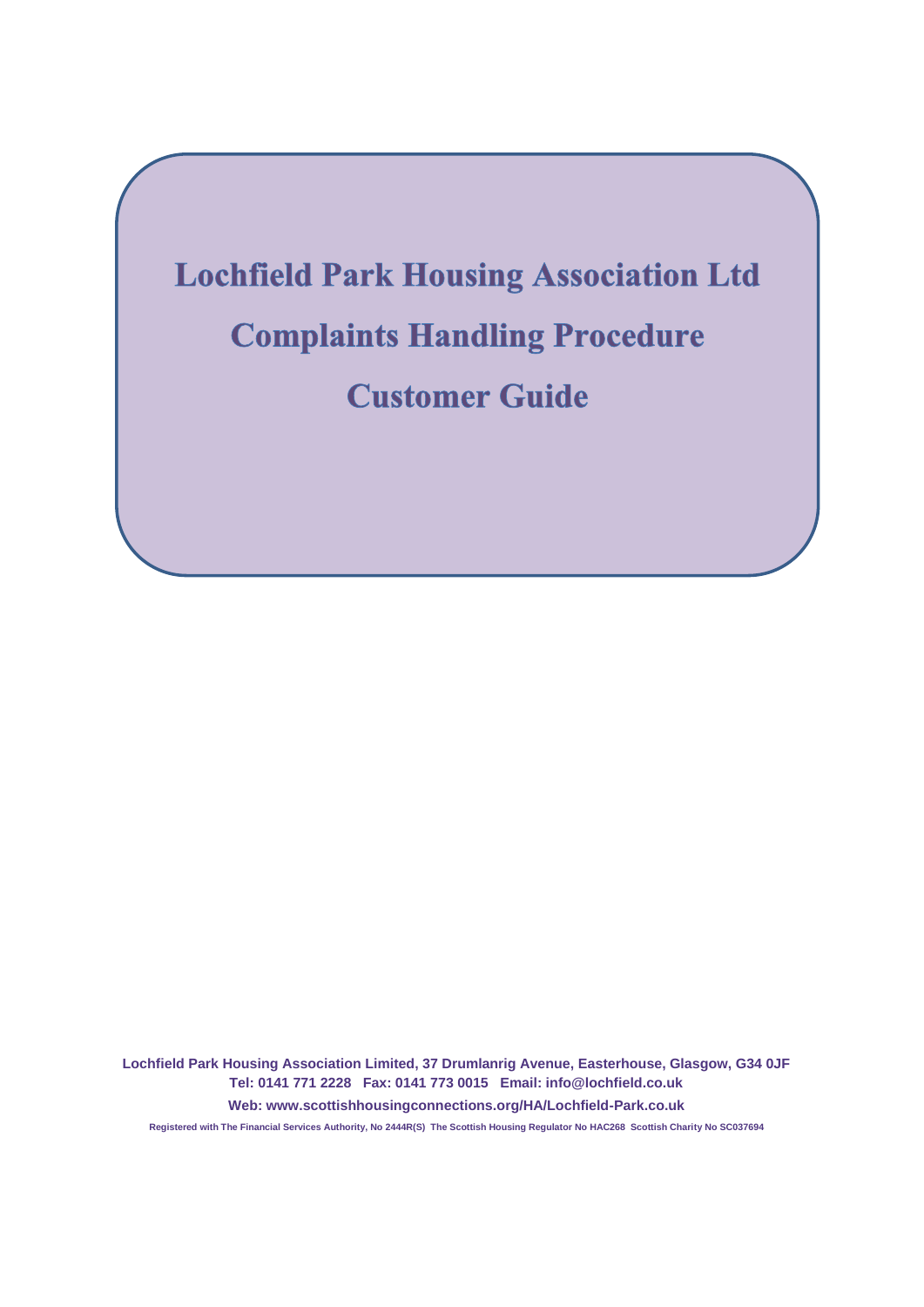# Lochfield Park Housing Association Ltd

# Complaints Handling Procedure

# Customer Guide

**Lochfield Park Housing Association Limited, 37 Drumlanrig Avenue, Easterhouse, Glasgow, G34 0JF**
**Tel: 0141 771 2228 Fax: 0141 773 0015 Email: info@lochfield.co.uk**
**Web: www.scottishhousingconnections.org/HA/Lochfield-Park.co.uk**

**Registered with The Financial Services Authority, No 2444R(S) The Scottish Housing Regulator No HAC268 Scottish Charity No SC037694**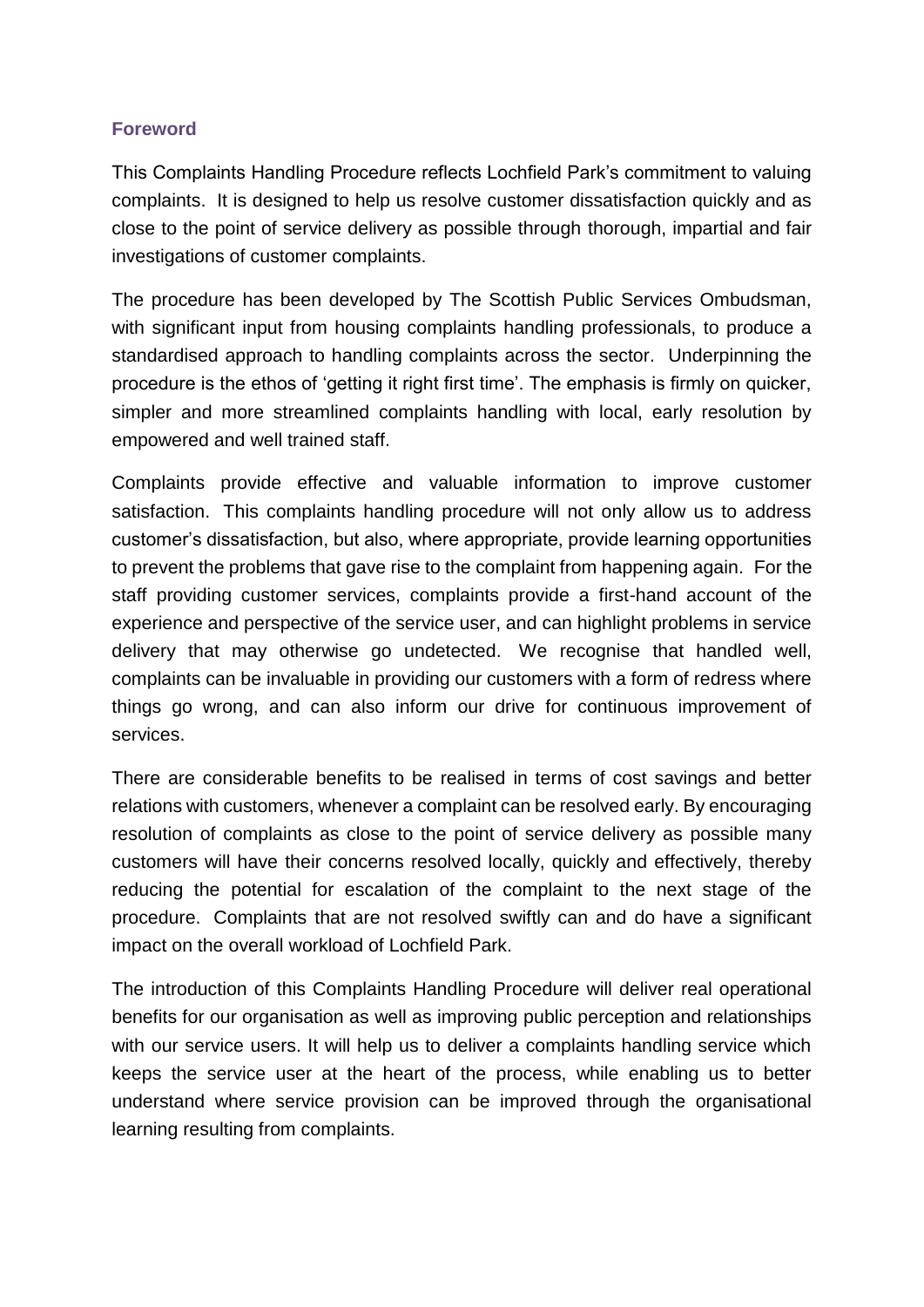## Foreword

This Complaints Handling Procedure reflects Lochfield Park's commitment to valuing complaints. It is designed to help us resolve customer dissatisfaction quickly and as close to the point of service delivery as possible through thorough, impartial and fair investigations of customer complaints.

The procedure has been developed by The Scottish Public Services Ombudsman, with significant input from housing complaints handling professionals, to produce a standardised approach to handling complaints across the sector. Underpinning the procedure is the ethos of 'getting it right first time'. The emphasis is firmly on quicker, simpler and more streamlined complaints handling with local, early resolution by empowered and well trained staff.

Complaints provide effective and valuable information to improve customer satisfaction. This complaints handling procedure will not only allow us to address customer's dissatisfaction, but also, where appropriate, provide learning opportunities to prevent the problems that gave rise to the complaint from happening again. For the staff providing customer services, complaints provide a first-hand account of the experience and perspective of the service user, and can highlight problems in service delivery that may otherwise go undetected. We recognise that handled well, complaints can be invaluable in providing our customers with a form of redress where things go wrong, and can also inform our drive for continuous improvement of services.

There are considerable benefits to be realised in terms of cost savings and better relations with customers, whenever a complaint can be resolved early. By encouraging resolution of complaints as close to the point of service delivery as possible many customers will have their concerns resolved locally, quickly and effectively, thereby reducing the potential for escalation of the complaint to the next stage of the procedure. Complaints that are not resolved swiftly can and do have a significant impact on the overall workload of Lochfield Park.

The introduction of this Complaints Handling Procedure will deliver real operational benefits for our organisation as well as improving public perception and relationships with our service users. It will help us to deliver a complaints handling service which keeps the service user at the heart of the process, while enabling us to better understand where service provision can be improved through the organisational learning resulting from complaints.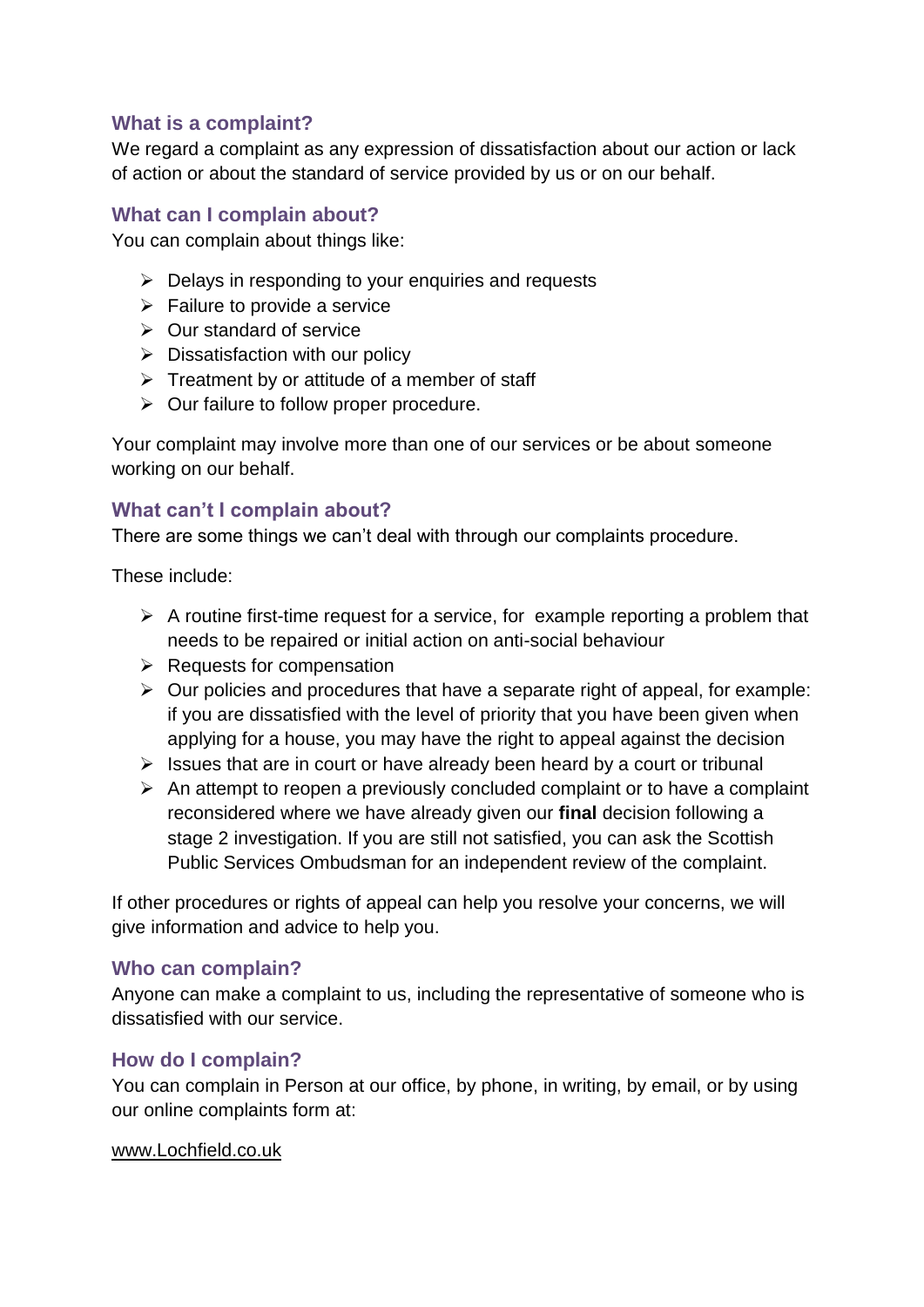### What is a complaint?

We regard a complaint as any expression of dissatisfaction about our action or lack of action or about the standard of service provided by us or on our behalf.

### What can I complain about?

You can complain about things like:

- Delays in responding to your enquiries and requests
- Failure to provide a service
- Our standard of service
- Dissatisfaction with our policy
- Treatment by or attitude of a member of staff
- Our failure to follow proper procedure.

Your complaint may involve more than one of our services or be about someone working on our behalf.

### What can't I complain about?

There are some things we can't deal with through our complaints procedure.

These include:

- A routine first-time request for a service, for example reporting a problem that needs to be repaired or initial action on anti-social behaviour
- Requests for compensation
- Our policies and procedures that have a separate right of appeal, for example: if you are dissatisfied with the level of priority that you have been given when applying for a house, you may have the right to appeal against the decision
- Issues that are in court or have already been heard by a court or tribunal
- An attempt to reopen a previously concluded complaint or to have a complaint reconsidered where we have already given our **final** decision following a stage 2 investigation. If you are still not satisfied, you can ask the Scottish Public Services Ombudsman for an independent review of the complaint.

If other procedures or rights of appeal can help you resolve your concerns, we will give information and advice to help you.

### Who can complain?

Anyone can make a complaint to us, including the representative of someone who is dissatisfied with our service.

### How do I complain?

You can complain in Person at our office, by phone, in writing, by email, or by using our online complaints form at:

www.Lochfield.co.uk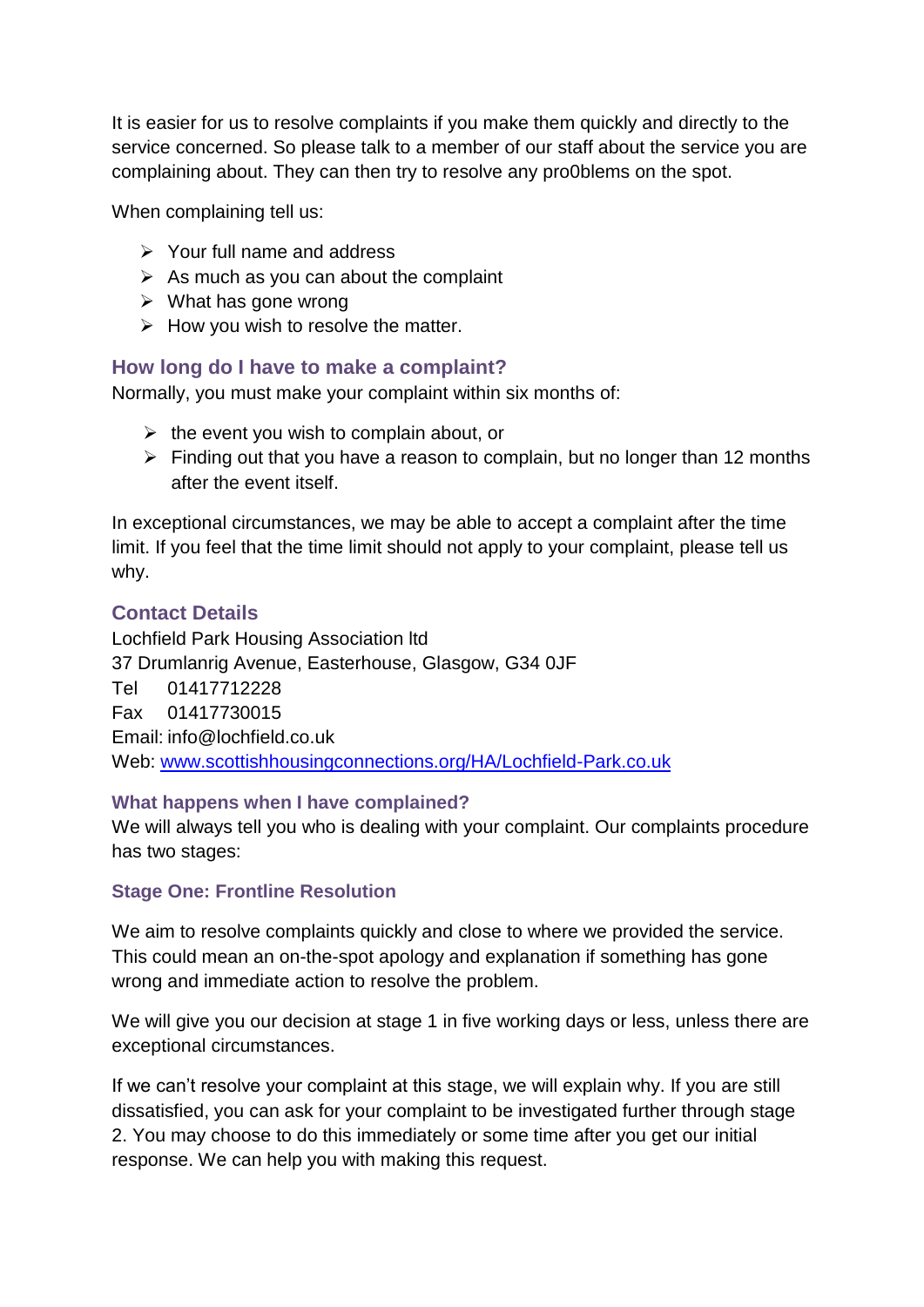It is easier for us to resolve complaints if you make them quickly and directly to the service concerned. So please talk to a member of our staff about the service you are complaining about. They can then try to resolve any pro0blems on the spot.

When complaining tell us:

- Your full name and address
- As much as you can about the complaint
- What has gone wrong
- How you wish to resolve the matter.

### How long do I have to make a complaint?

Normally, you must make your complaint within six months of:

- the event you wish to complain about, or
- Finding out that you have a reason to complain, but no longer than 12 months after the event itself.

In exceptional circumstances, we may be able to accept a complaint after the time limit. If you feel that the time limit should not apply to your complaint, please tell us why.

### Contact Details

Lochfield Park Housing Association ltd
37 Drumlanrig Avenue, Easterhouse, Glasgow, G34 0JF
Tel 01417712228
Fax 01417730015
Email: info@lochfield.co.uk
Web: [www.scottishhousingconnections.org/HA/Lochfield-Park.co.uk](www.scottishhousingconnections.org/HA/Lochfield-Park.co.uk)

### What happens when I have complained?

We will always tell you who is dealing with your complaint. Our complaints procedure has two stages:

#### Stage One: Frontline Resolution

We aim to resolve complaints quickly and close to where we provided the service. This could mean an on-the-spot apology and explanation if something has gone wrong and immediate action to resolve the problem.

We will give you our decision at stage 1 in five working days or less, unless there are exceptional circumstances.

If we can't resolve your complaint at this stage, we will explain why. If you are still dissatisfied, you can ask for your complaint to be investigated further through stage 2. You may choose to do this immediately or some time after you get our initial response. We can help you with making this request.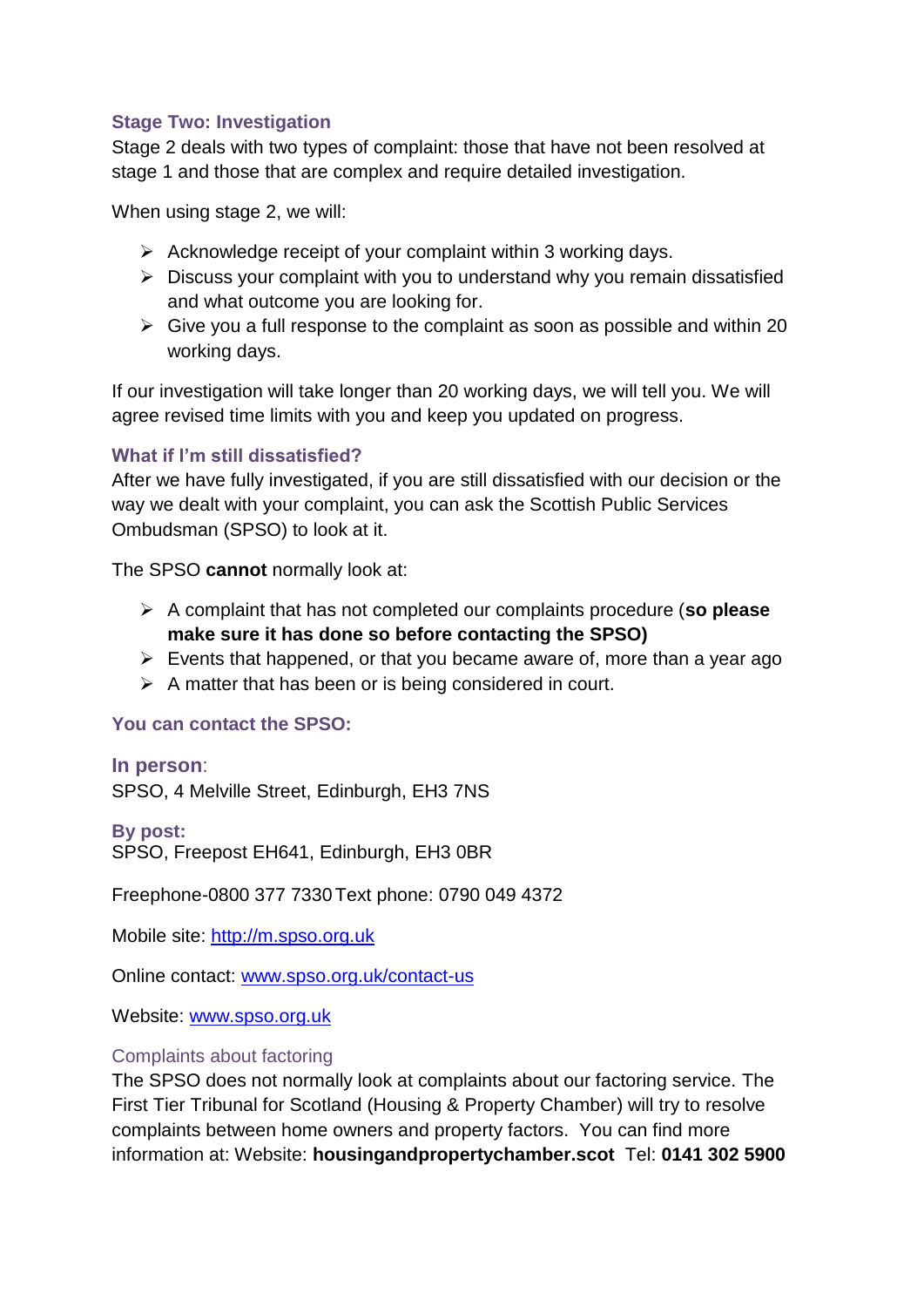### Stage Two: Investigation

Stage 2 deals with two types of complaint: those that have not been resolved at stage 1 and those that are complex and require detailed investigation.

When using stage 2, we will:

- Acknowledge receipt of your complaint within 3 working days.
- Discuss your complaint with you to understand why you remain dissatisfied and what outcome you are looking for.
- Give you a full response to the complaint as soon as possible and within 20 working days.

If our investigation will take longer than 20 working days, we will tell you. We will agree revised time limits with you and keep you updated on progress.

### What if I'm still dissatisfied?

After we have fully investigated, if you are still dissatisfied with our decision or the way we dealt with your complaint, you can ask the Scottish Public Services Ombudsman (SPSO) to look at it.

The SPSO **cannot** normally look at:

- A complaint that has not completed our complaints procedure (**so please make sure it has done so before contacting the SPSO)**
- Events that happened, or that you became aware of, more than a year ago
- A matter that has been or is being considered in court.

### You can contact the SPSO:

### In person:

SPSO, 4 Melville Street, Edinburgh, EH3 7NS

### By post:

SPSO, Freepost EH641, Edinburgh, EH3 0BR

Freephone-0800 377 7330 Text phone: 0790 049 4372

Mobile site: http://m.spso.org.uk

Online contact: www.spso.org.uk/contact-us

Website: www.spso.org.uk

### Complaints about factoring

The SPSO does not normally look at complaints about our factoring service. The First Tier Tribunal for Scotland (Housing & Property Chamber) will try to resolve complaints between home owners and property factors. You can find more information at: Website: **housingandpropertychamber.scot** Tel: **0141 302 5900**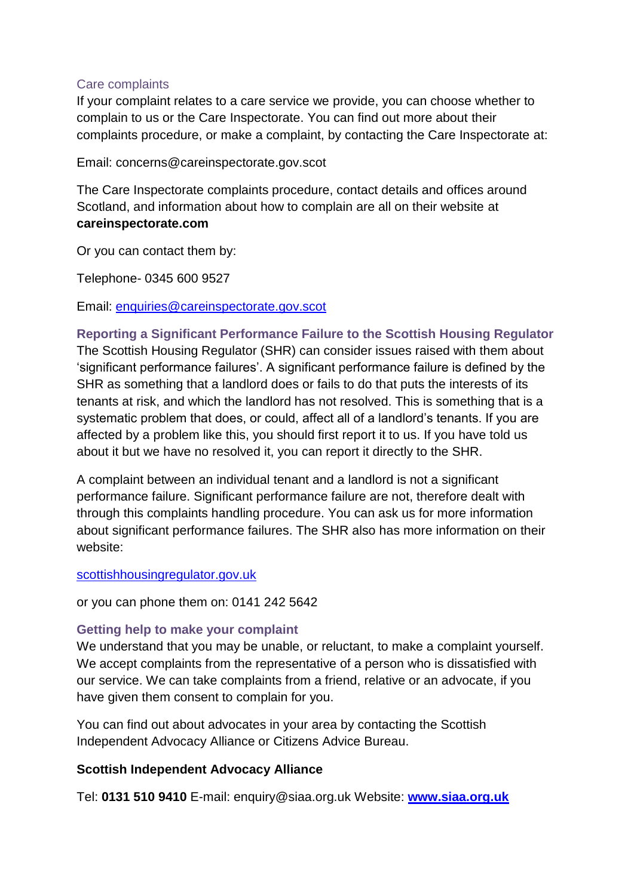### Care complaints

If your complaint relates to a care service we provide, you can choose whether to complain to us or the Care Inspectorate. You can find out more about their complaints procedure, or make a complaint, by contacting the Care Inspectorate at:

Email: concerns@careinspectorate.gov.scot

The Care Inspectorate complaints procedure, contact details and offices around Scotland, and information about how to complain are all on their website at **careinspectorate.com**

Or you can contact them by:

Telephone- 0345 600 9527

Email: enquiries@careinspectorate.gov.scot

### Reporting a Significant Performance Failure to the Scottish Housing Regulator

The Scottish Housing Regulator (SHR) can consider issues raised with them about 'significant performance failures'. A significant performance failure is defined by the SHR as something that a landlord does or fails to do that puts the interests of its tenants at risk, and which the landlord has not resolved. This is something that is a systematic problem that does, or could, affect all of a landlord's tenants. If you are affected by a problem like this, you should first report it to us. If you have told us about it but we have no resolved it, you can report it directly to the SHR.

A complaint between an individual tenant and a landlord is not a significant performance failure. Significant performance failure are not, therefore dealt with through this complaints handling procedure. You can ask us for more information about significant performance failures. The SHR also has more information on their website:

scottishhousingregulator.gov.uk

or you can phone them on: 0141 242 5642

### Getting help to make your complaint

We understand that you may be unable, or reluctant, to make a complaint yourself. We accept complaints from the representative of a person who is dissatisfied with our service. We can take complaints from a friend, relative or an advocate, if you have given them consent to complain for you.

You can find out about advocates in your area by contacting the Scottish Independent Advocacy Alliance or Citizens Advice Bureau.

**Scottish Independent Advocacy Alliance**

Tel: **0131 510 9410** E-mail: enquiry@siaa.org.uk Website: **www.siaa.org.uk**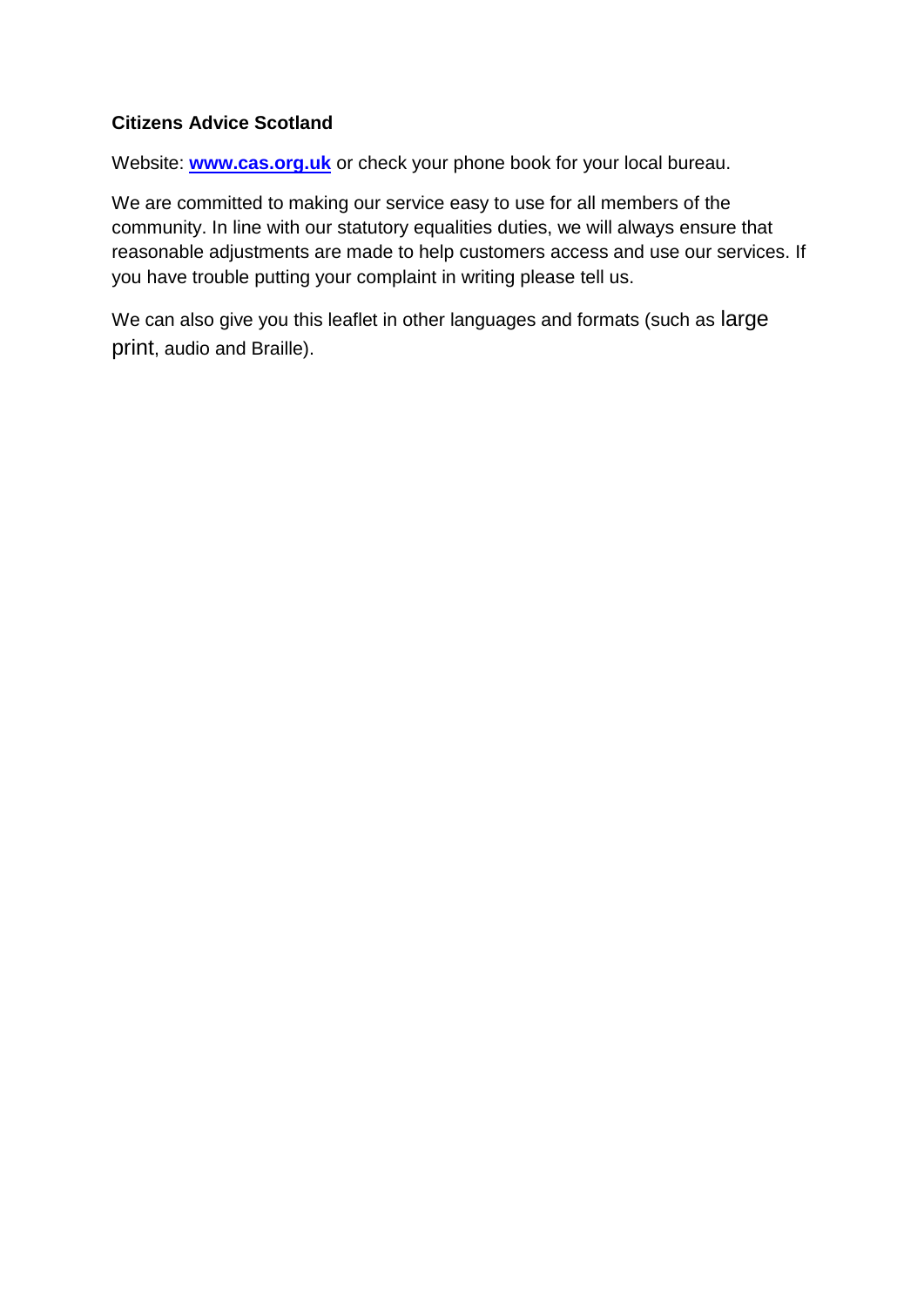**Citizens Advice Scotland**

Website: **www.cas.org.uk** or check your phone book for your local bureau.

We are committed to making our service easy to use for all members of the community. In line with our statutory equalities duties, we will always ensure that reasonable adjustments are made to help customers access and use our services. If you have trouble putting your complaint in writing please tell us.

We can also give you this leaflet in other languages and formats (such as large print, audio and Braille).